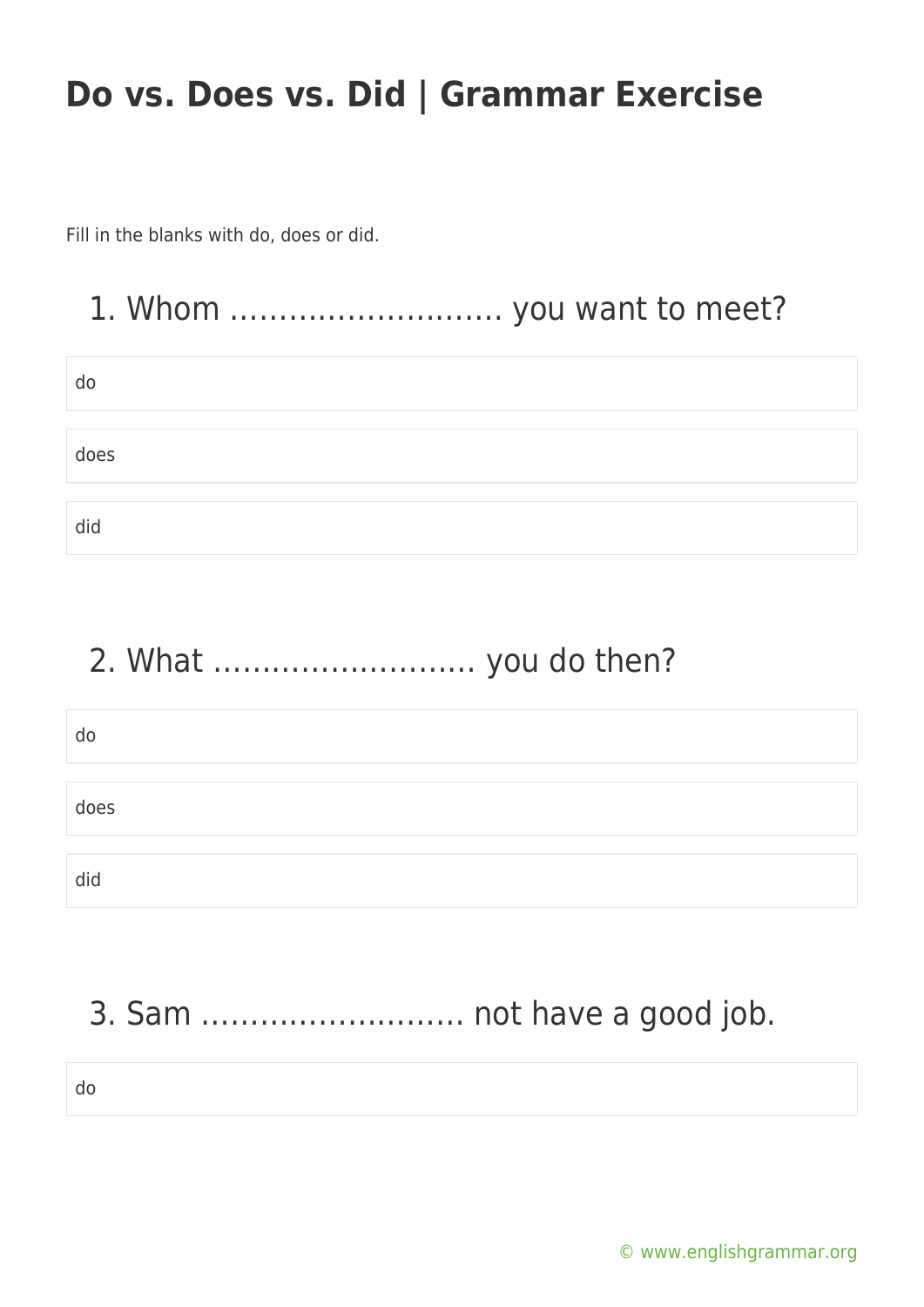# Do vs. Does vs. Did | Grammar Exercise

Fill in the blanks with do, does or did.

## 1. Whom ……………………… you want to meet?

- do
- does
- did

## 2. What ……………………. you do then?

- do
- does
- did

## 3. Sam ……………………. not have a good job.

- do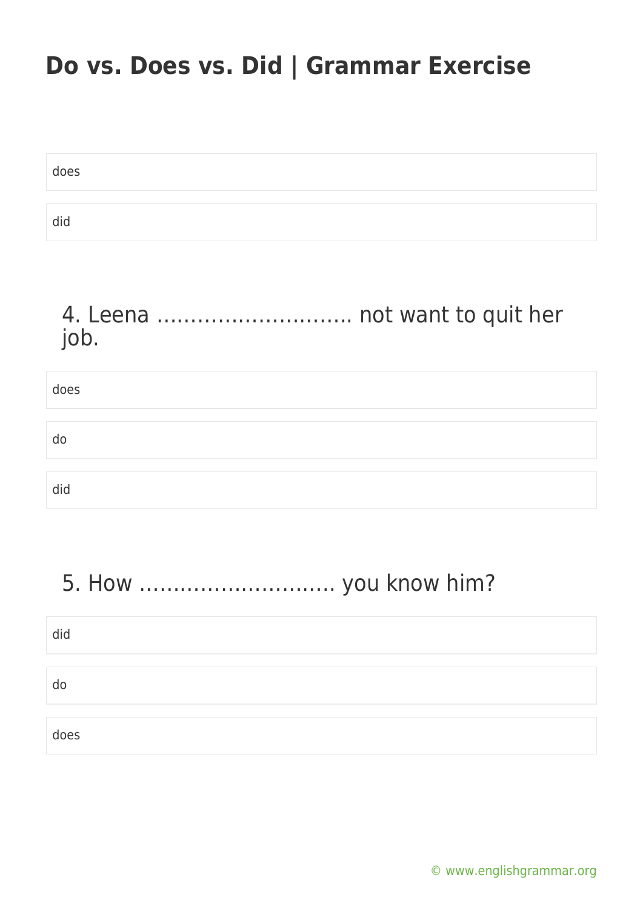does

did

## 4. Leena ……………………….. not want to quit her job.

does

do

did

## 5. How ……………………….. you know him?

did

do

does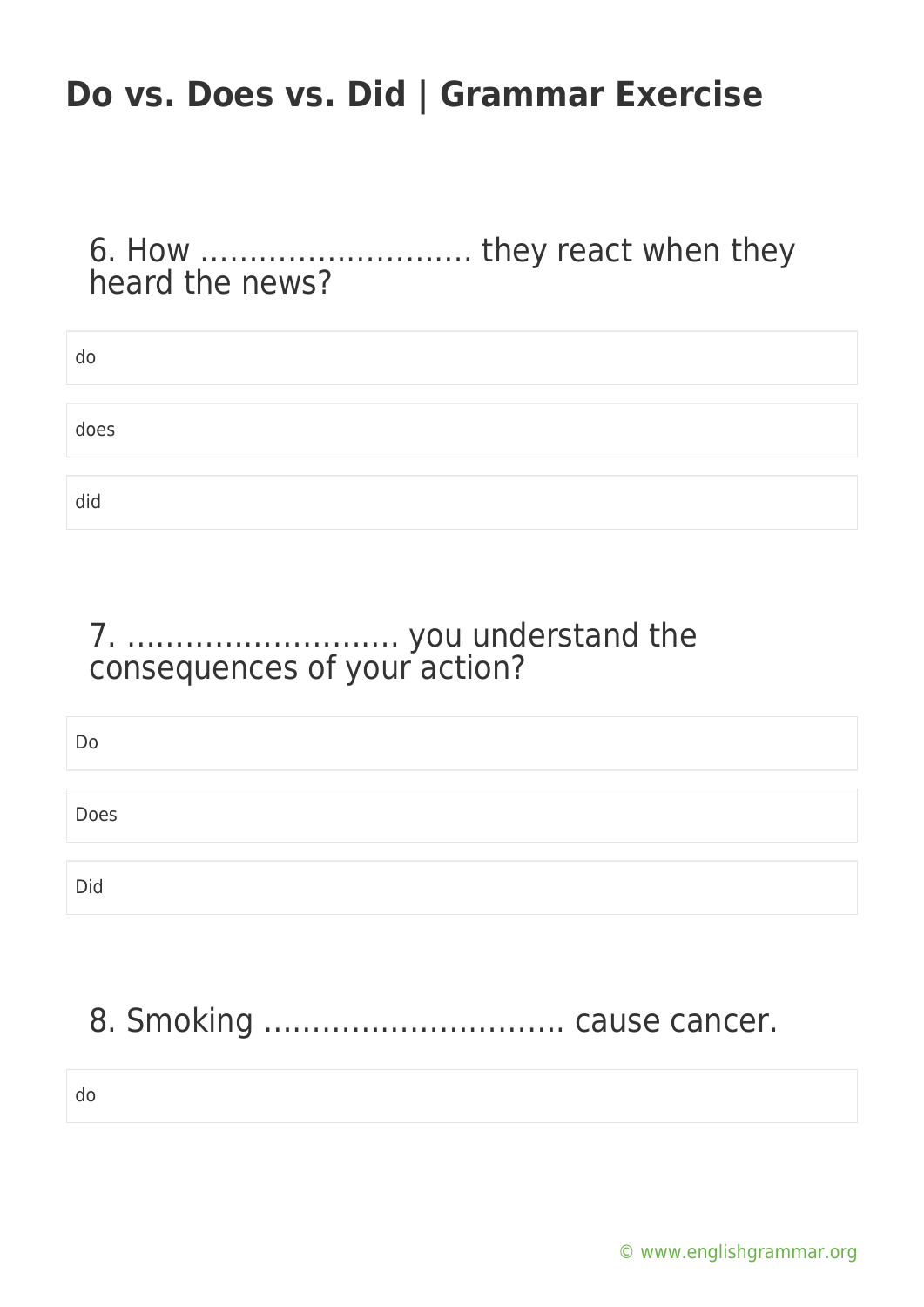# Do vs. Does vs. Did | Grammar Exercise

6. How ………………………. they react when they heard the news?

- do
- does
- did

7. ………………………. you understand the consequences of your action?

- Do
- Does
- Did

8. Smoking …………………………. cause cancer.

- do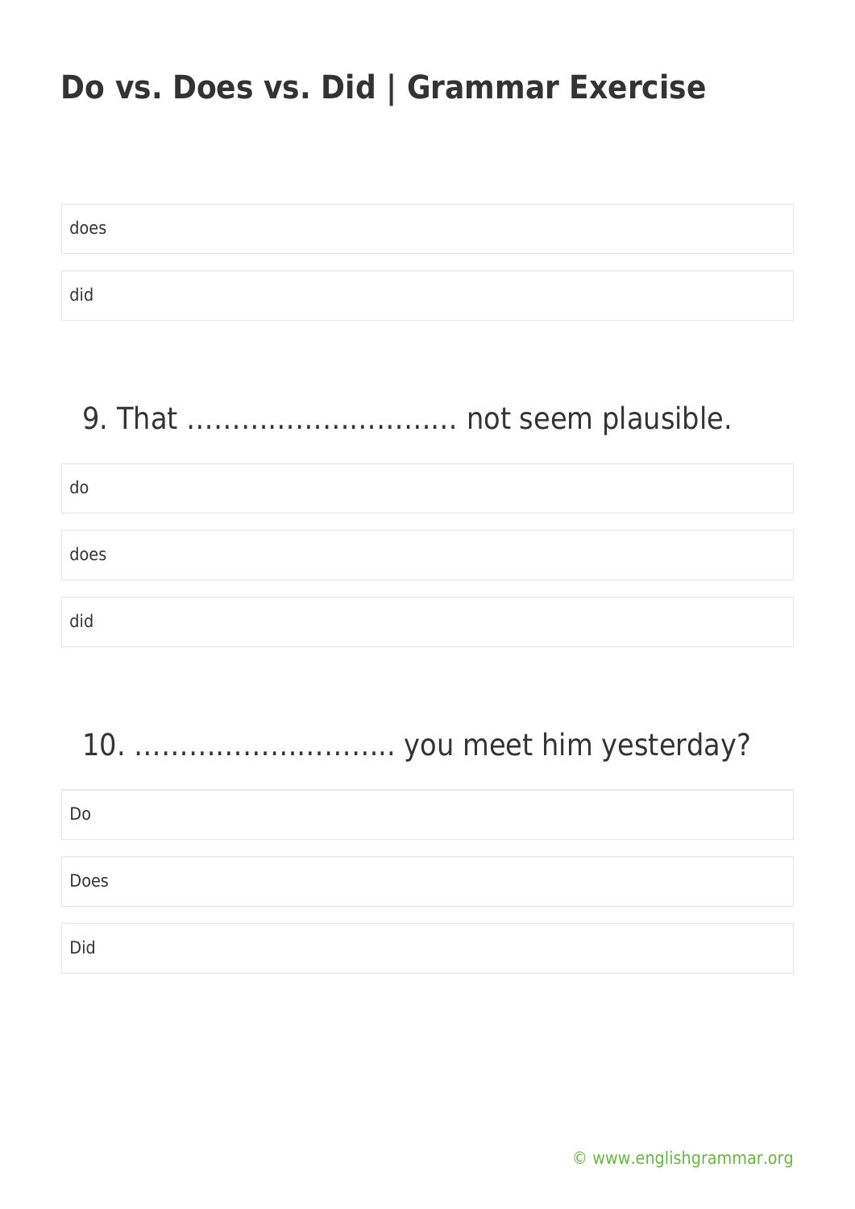does

did

9. That ………………………… not seem plausible.

do

does

did

10. ………………………. you meet him yesterday?

Do

Does

Did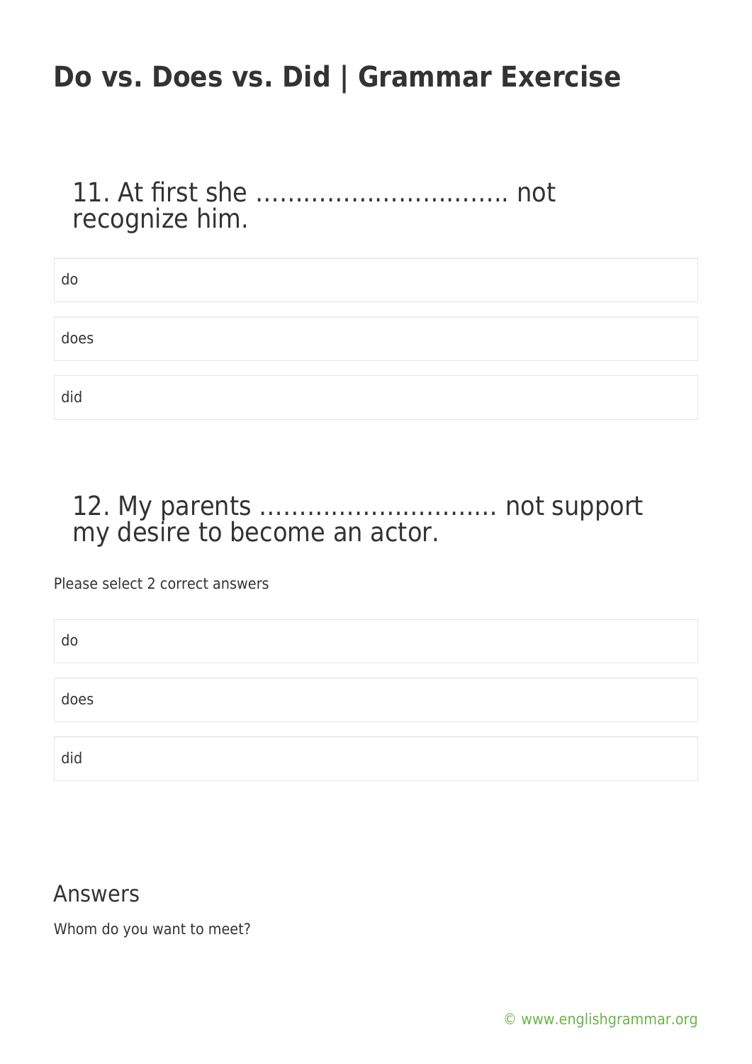# Do vs. Does vs. Did | Grammar Exercise

## 11. At first she …………………………. not recognize him.

do

does

did

## 12. My parents ………………………… not support my desire to become an actor.

Please select 2 correct answers

do

does

did

## Answers

Whom do you want to meet?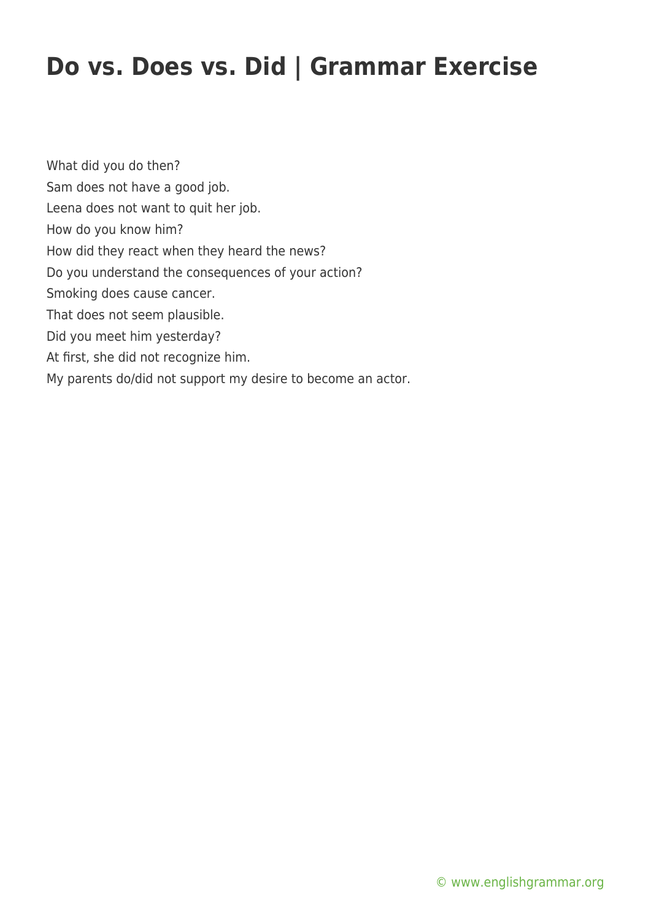# Do vs. Does vs. Did | Grammar Exercise

What did you do then?
Sam does not have a good job.
Leena does not want to quit her job.
How do you know him?
How did they react when they heard the news?
Do you understand the consequences of your action?
Smoking does cause cancer.
That does not seem plausible.
Did you meet him yesterday?
At first, she did not recognize him.
My parents do/did not support my desire to become an actor.

© www.englishgrammar.org